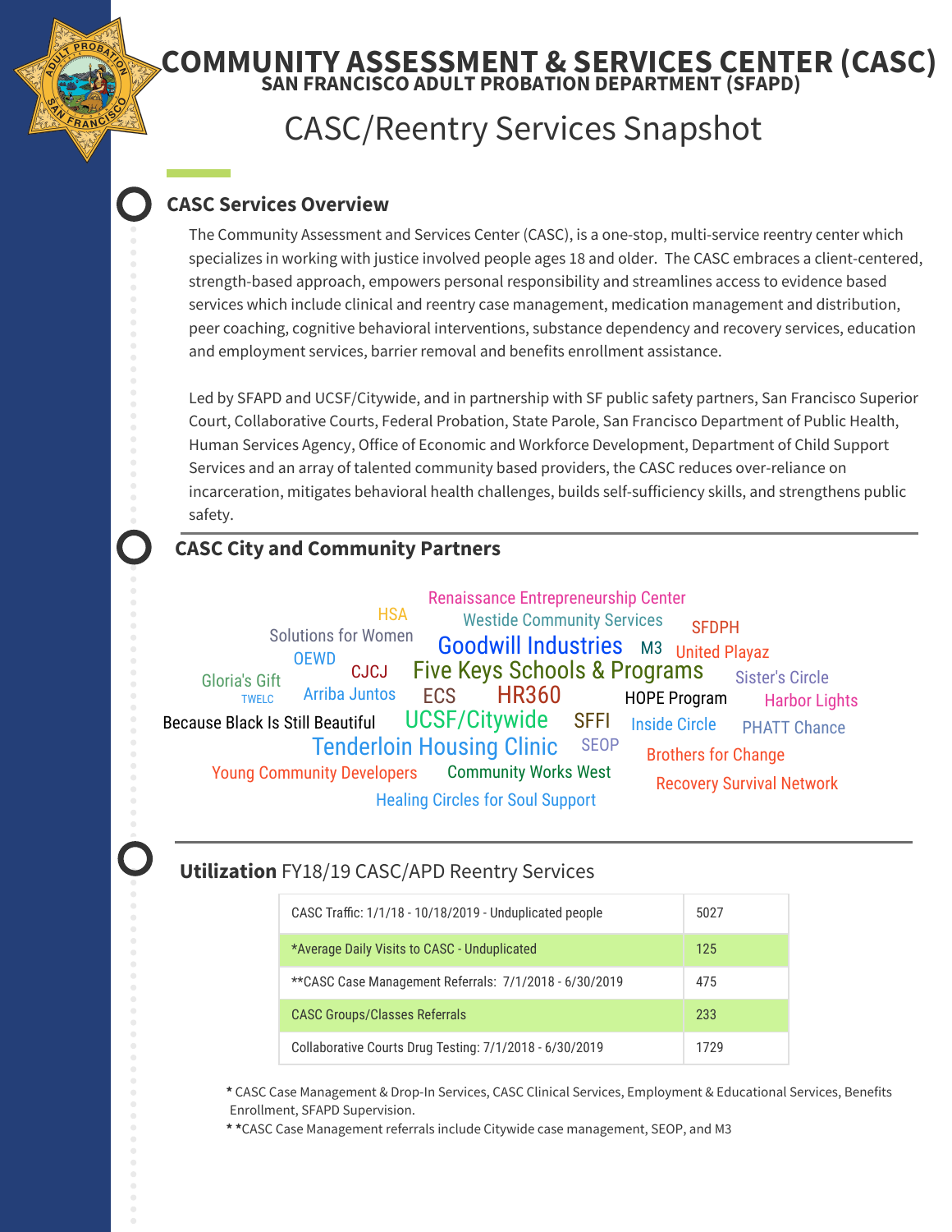# COMMUNITY ASSESSMENT & SERVICES CENTER (CASC)

## SAN FRANCISCO ADULT PROBATION DEPARTMENT (SFAPD)

# CASC/Reentry Services Snapshot

## CASC Services Overview

The Community Assessment and Services Center (CASC), is a one-stop, multi-service reentry center which specializes in working with justice involved people ages 18 and older. The CASC embraces a client-centered, strength-based approach, empowers personal responsibility and streamlines access to evidence based services which include clinical and reentry case management, medication management and distribution, peer coaching, cognitive behavioral interventions, substance dependency and recovery services, education and employment services, barrier removal and benefits enrollment assistance.

Led by SFAPD and UCSF/Citywide, and in partnership with SF public safety partners, San Francisco Superior Court, Collaborative Courts, Federal Probation, State Parole, San Francisco Department of Public Health, Human Services Agency, Office of Economic and Workforce Development, Department of Child Support Services and an array of talented community based providers, the CASC reduces over-reliance on incarceration, mitigates behavioral health challenges, builds self-sufficiency skills, and strengthens public safety.

## CASC City and Community Partners

Renaissance Entrepreneurship Center
HSA
Westide Community Services
Solutions for Women
Goodwill Industries
M3
SFDPH
United Playaz
OEWD
CJCJ
Five Keys Schools & Programs
Gloria's Gift
Sister's Circle
TWELC
Arriba Juntos
ECS
HR360
HOPE Program
Harbor Lights
Because Black Is Still Beautiful
UCSF/Citywide
SFFI
Inside Circle
PHATT Chance
Tenderloin Housing Clinic
SEOP
Brothers for Change
Young Community Developers
Community Works West
Recovery Survival Network
Healing Circles for Soul Support

## **Utilization** FY18/19 CASC/APD Reentry Services

| | |
|---|---|
| CASC Traffic: 1/1/18 - 10/18/2019 - Unduplicated people | 5027 |
| *Average Daily Visits to CASC - Unduplicated | 125 |
| **CASC Case Management Referrals: 7/1/2018 - 6/30/2019 | 475 |
| CASC Groups/Classes Referrals | 233 |
| Collaborative Courts Drug Testing: 7/1/2018 - 6/30/2019 | 1729 |

* CASC Case Management & Drop-In Services, CASC Clinical Services, Employment & Educational Services, Benefits Enrollment, SFAPD Supervision.

** *CASC Case Management referrals include Citywide case management, SEOP, and M3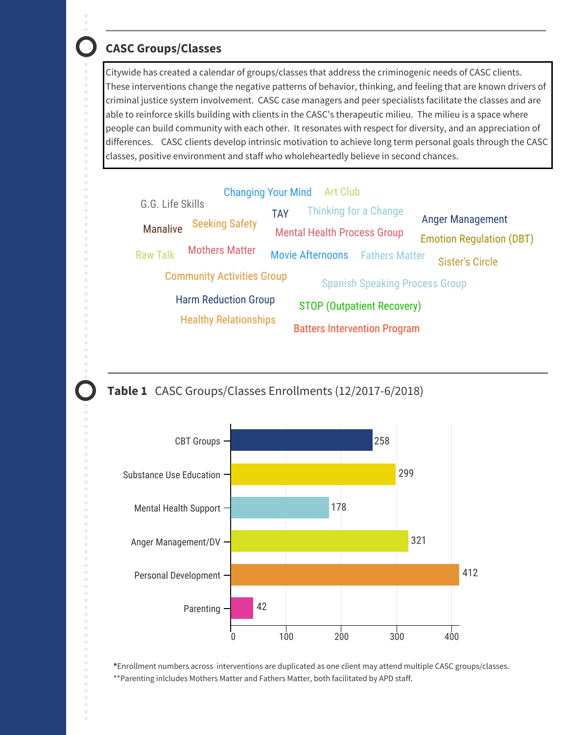## CASC Groups/Classes

Citywide has created a calendar of groups/classes that address the criminogenic needs of CASC clients. These interventions change the negative patterns of behavior, thinking, and feeling that are known drivers of criminal justice system involvement. CASC case managers and peer specialists facilitate the classes and are able to reinforce skills building with clients in the CASC's therapeutic milieu. The milieu is a space where people can build community with each other. It resonates with respect for diversity, and an appreciation of differences. CASC clients develop intrinsic motivation to achieve long term personal goals through the CASC classes, positive environment and staff who wholeheartedly believe in second chances.

Changing Your Mind · Art Club · G.G. Life Skills · TAY · Thinking for a Change · Anger Management · Manalive · Seeking Safety · Mental Health Process Group · Emotion Regulation (DBT) · Raw Talk · Mothers Matter · Movie Afternoons · Fathers Matter · Sister's Circle · Community Activities Group · Spanish Speaking Process Group · Harm Reduction Group · STOP (Outpatient Recovery) · Healthy Relationships · Batters Intervention Program

## Table 1 CASC Groups/Classes Enrollments (12/2017-6/2018)

| Group/Class | Enrollments |
|---|---|
| CBT Groups | 258 |
| Substance Use Education | 299 |
| Mental Health Support | 178 |
| Anger Management/DV | 321 |
| Personal Development | 412 |
| Parenting | 42 |

*Enrollment numbers across interventions are duplicated as one client may attend multiple CASC groups/classes.

**Parenting inlcludes Mothers Matter and Fathers Matter, both facilitated by APD staff.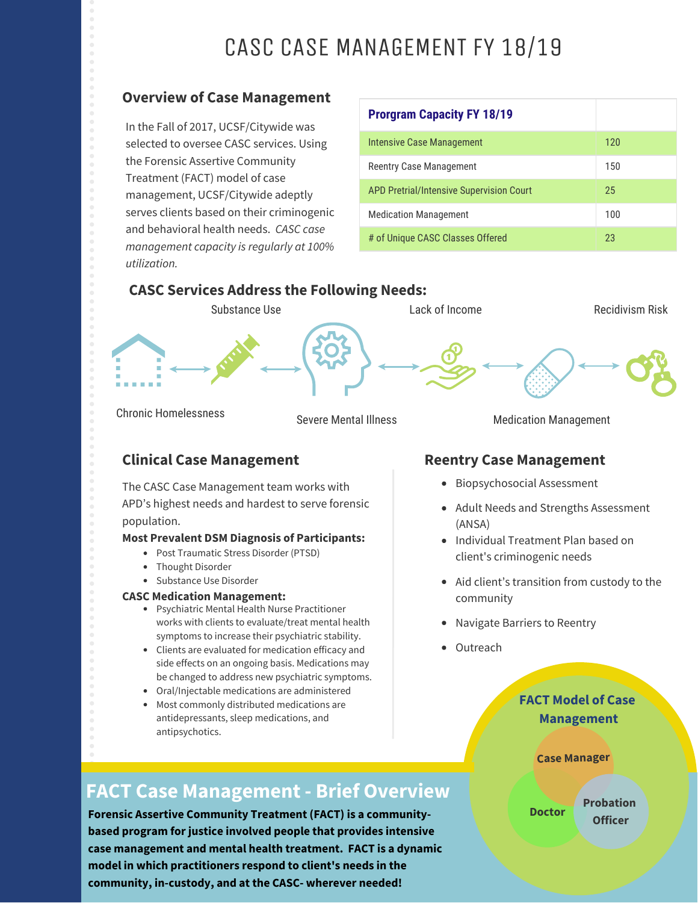# CASC CASE MANAGEMENT FY 18/19

## Overview of Case Management

In the Fall of 2017, UCSF/Citywide was selected to oversee CASC services. Using the Forensic Assertive Community Treatment (FACT) model of case management, UCSF/Citywide adeptly serves clients based on their criminogenic and behavioral health needs. *CASC case management capacity is regularly at 100% utilization.*

| Program Capacity FY 18/19 | |
|---|---|
| Intensive Case Management | 120 |
| Reentry Case Management | 150 |
| APD Pretrial/Intensive Supervision Court | 25 |
| Medication Management | 100 |
| # of Unique CASC Classes Offered | 23 |

## CASC Services Address the Following Needs:

Chronic Homelessness ↔ Substance Use ↔ Severe Mental Illness ↔ Lack of Income ↔ Medication Management ↔ Recidivism Risk

## Clinical Case Management

The CASC Case Management team works with APD's highest needs and hardest to serve forensic population.

**Most Prevalent DSM Diagnosis of Participants:**

- Post Traumatic Stress Disorder (PTSD)
- Thought Disorder
- Substance Use Disorder

**CASC Medication Management:**

- Psychiatric Mental Health Nurse Practitioner works with clients to evaluate/treat mental health symptoms to increase their psychiatric stability.
- Clients are evaluated for medication efficacy and side effects on an ongoing basis. Medications may be changed to address new psychiatric symptoms.
- Oral/Injectable medications are administered
- Most commonly distributed medications are antidepressants, sleep medications, and antipsychotics.

## Reentry Case Management

- Biopsychosocial Assessment
- Adult Needs and Strengths Assessment (ANSA)
- Individual Treatment Plan based on client's criminogenic needs
- Aid client's transition from custody to the community
- Navigate Barriers to Reentry
- Outreach

## FACT Case Management - Brief Overview

**Forensic Assertive Community Treatment (FACT) is a community-based program for justice involved people that provides intensive case management and mental health treatment. FACT is a dynamic model in which practitioners respond to client's needs in the community, in-custody, and at the CASC- wherever needed!**

**FACT Model of Case Management**

Case Manager · Doctor · Probation Officer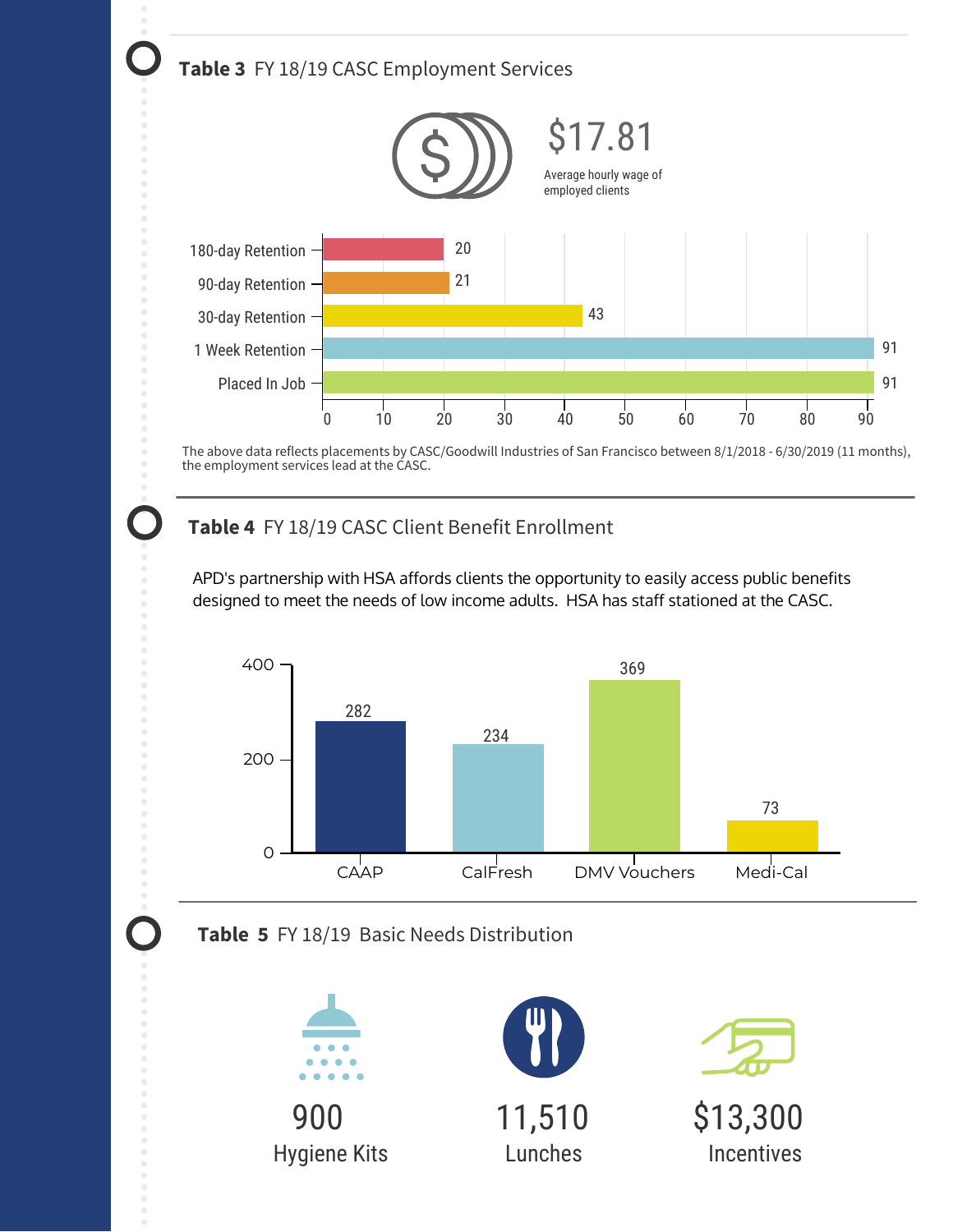**Table 3** FY 18/19 CASC Employment Services

**$17.81**
Average hourly wage of employed clients

| Measure | Count |
|---|---|
| 180-day Retention | 20 |
| 90-day Retention | 21 |
| 30-day Retention | 43 |
| 1 Week Retention | 91 |
| Placed In Job | 91 |

The above data reflects placements by CASC/Goodwill Industries of San Francisco between 8/1/2018 - 6/30/2019 (11 months), the employment services lead at the CASC.

**Table 4** FY 18/19 CASC Client Benefit Enrollment

APD's partnership with HSA affords clients the opportunity to easily access public benefits designed to meet the needs of low income adults. HSA has staff stationed at the CASC.

| Benefit | Count |
|---|---|
| CAAP | 282 |
| CalFresh | 234 |
| DMV Vouchers | 369 |
| Medi-Cal | 73 |

**Table 5** FY 18/19 Basic Needs Distribution

| 900 | 11,510 | $13,300 |
|---|---|---|
| Hygiene Kits | Lunches | Incentives |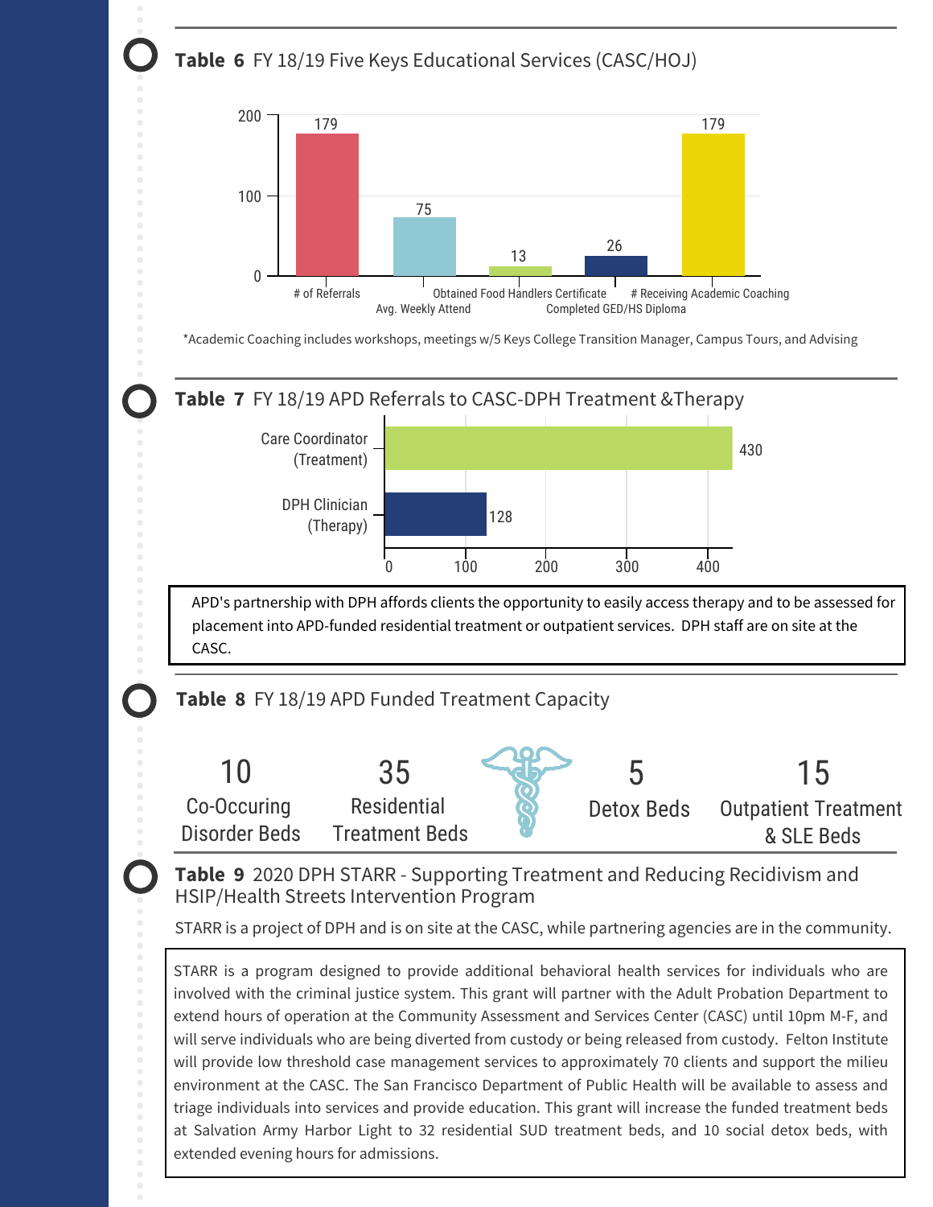**Table 6** FY 18/19 Five Keys Educational Services (CASC/HOJ)

200
100
0

179
75
13
26
179

# of Referrals
Avg. Weekly Attend
Obtained Food Handlers Certificate
Completed GED/HS Diploma
# Receiving Academic Coaching

*Academic Coaching includes workshops, meetings w/5 Keys College Transition Manager, Campus Tours, and Advising

**Table 7** FY 18/19 APD Referrals to CASC-DPH Treatment &Therapy

Care Coordinator (Treatment)
430

DPH Clinician (Therapy)
128

0
100
200
300
400

APD's partnership with DPH affords clients the opportunity to easily access therapy and to be assessed for placement into APD-funded residential treatment or outpatient services. DPH staff are on site at the CASC.

**Table 8** FY 18/19 APD Funded Treatment Capacity

10
Co-Occuring Disorder Beds

35
Residential Treatment Beds

5
Detox Beds

15
Outpatient Treatment & SLE Beds

**Table 9** 2020 DPH STARR - Supporting Treatment and Reducing Recidivism and HSIP/Health Streets Intervention Program

STARR is a project of DPH and is on site at the CASC, while partnering agencies are in the community.

STARR is a program designed to provide additional behavioral health services for individuals who are involved with the criminal justice system. This grant will partner with the Adult Probation Department to extend hours of operation at the Community Assessment and Services Center (CASC) until 10pm M-F, and will serve individuals who are being diverted from custody or being released from custody. Felton Institute will provide low threshold case management services to approximately 70 clients and support the milieu environment at the CASC. The San Francisco Department of Public Health will be available to assess and triage individuals into services and provide education. This grant will increase the funded treatment beds at Salvation Army Harbor Light to 32 residential SUD treatment beds, and 10 social detox beds, with extended evening hours for admissions.